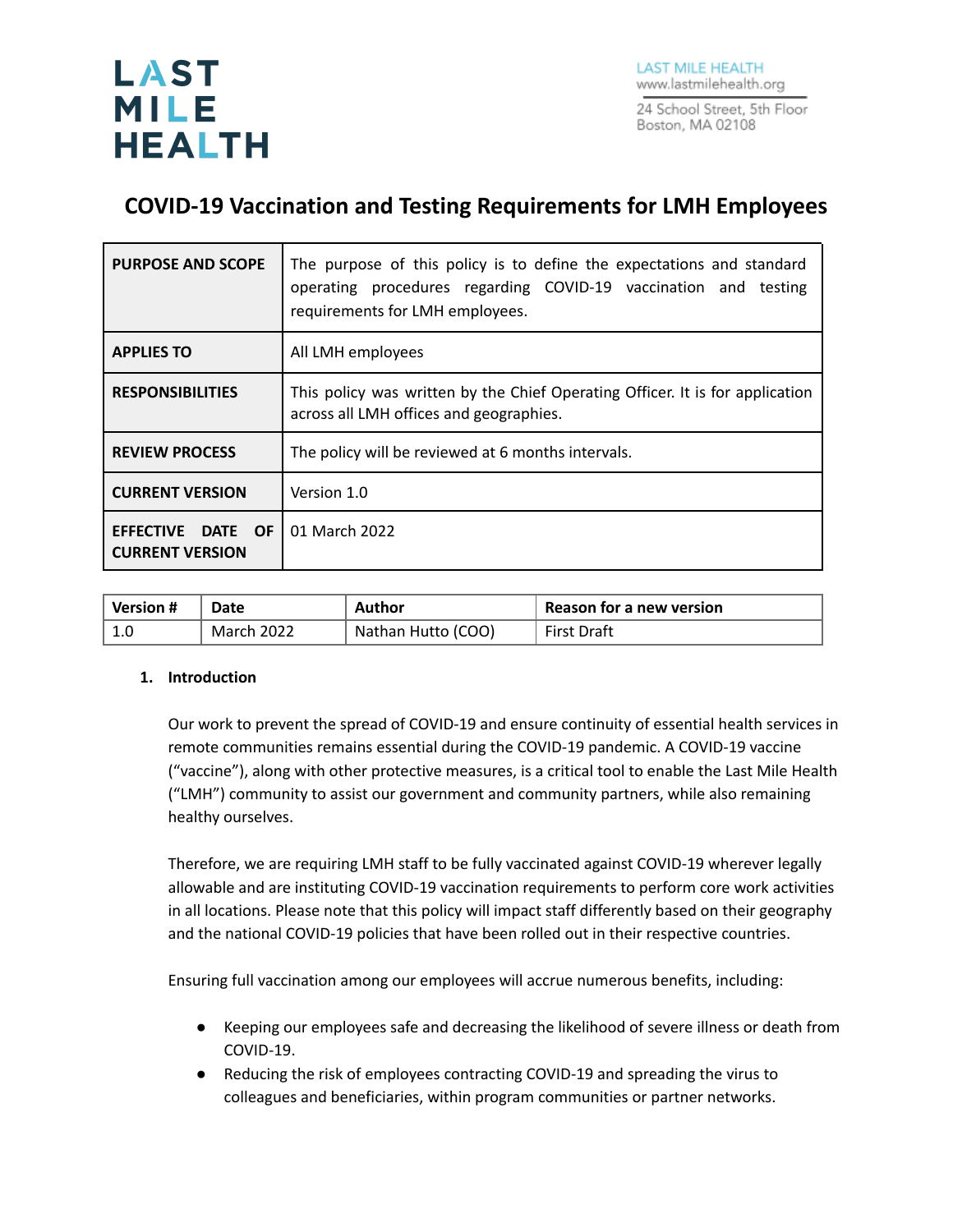LAST MILE HEALTH

LAST MILE HEALTH
www.lastmilehealth.org

24 School Street, 5th Floor
Boston, MA 02108

# COVID-19 Vaccination and Testing Requirements for LMH Employees

| | |
|---|---|
| **PURPOSE AND SCOPE** | The purpose of this policy is to define the expectations and standard operating procedures regarding COVID-19 vaccination and testing requirements for LMH employees. |
| **APPLIES TO** | All LMH employees |
| **RESPONSIBILITIES** | This policy was written by the Chief Operating Officer. It is for application across all LMH offices and geographies. |
| **REVIEW PROCESS** | The policy will be reviewed at 6 months intervals. |
| **CURRENT VERSION** | Version 1.0 |
| **EFFECTIVE DATE OF CURRENT VERSION** | 01 March 2022 |

| Version # | Date | Author | Reason for a new version |
|---|---|---|---|
| 1.0 | March 2022 | Nathan Hutto (COO) | First Draft |

## 1. Introduction

Our work to prevent the spread of COVID-19 and ensure continuity of essential health services in remote communities remains essential during the COVID-19 pandemic. A COVID-19 vaccine ("vaccine"), along with other protective measures, is a critical tool to enable the Last Mile Health ("LMH") community to assist our government and community partners, while also remaining healthy ourselves.

Therefore, we are requiring LMH staff to be fully vaccinated against COVID-19 wherever legally allowable and are instituting COVID-19 vaccination requirements to perform core work activities in all locations. Please note that this policy will impact staff differently based on their geography and the national COVID-19 policies that have been rolled out in their respective countries.

Ensuring full vaccination among our employees will accrue numerous benefits, including:

- Keeping our employees safe and decreasing the likelihood of severe illness or death from COVID-19.
- Reducing the risk of employees contracting COVID-19 and spreading the virus to colleagues and beneficiaries, within program communities or partner networks.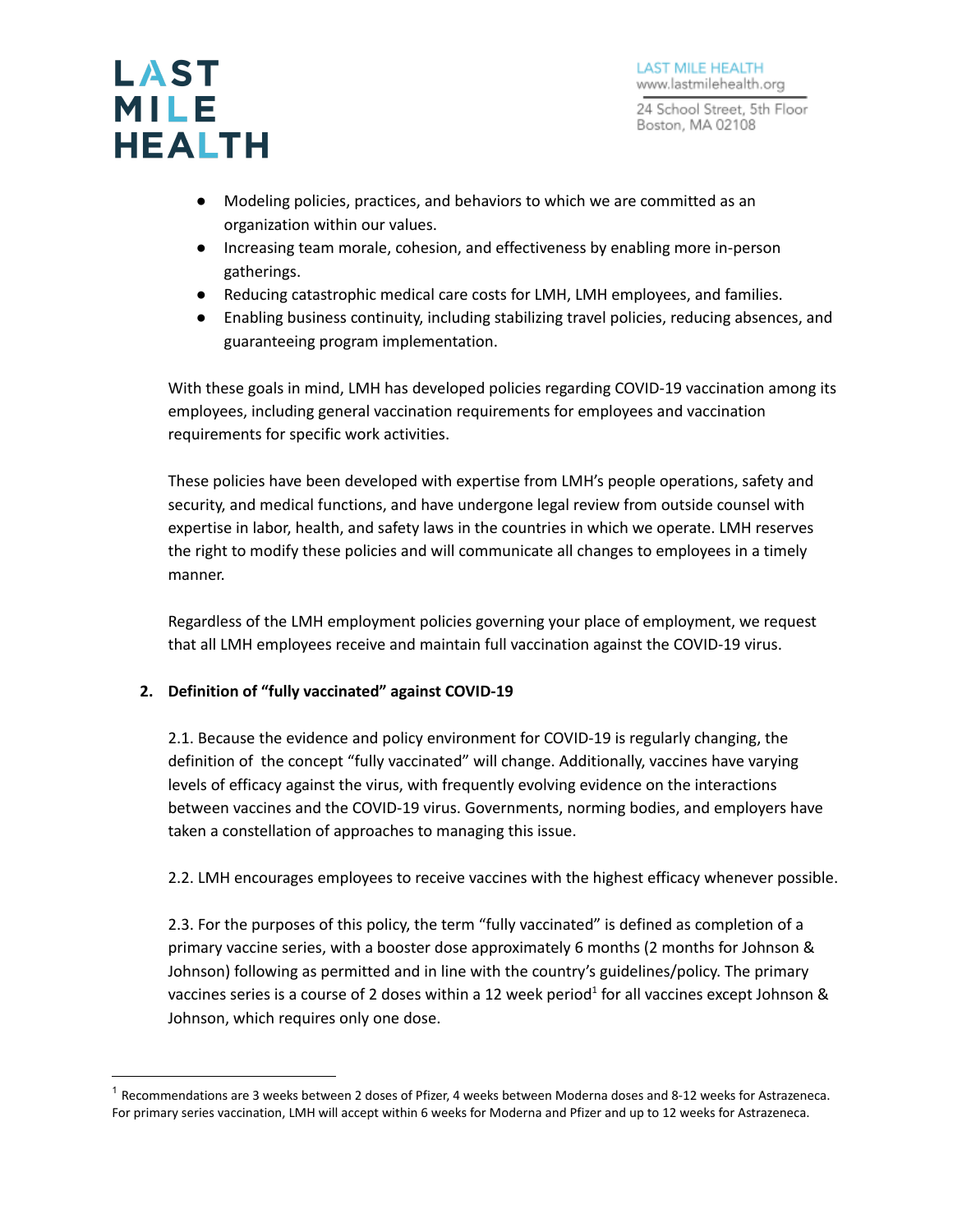- Modeling policies, practices, and behaviors to which we are committed as an organization within our values.
- Increasing team morale, cohesion, and effectiveness by enabling more in-person gatherings.
- Reducing catastrophic medical care costs for LMH, LMH employees, and families.
- Enabling business continuity, including stabilizing travel policies, reducing absences, and guaranteeing program implementation.

With these goals in mind, LMH has developed policies regarding COVID-19 vaccination among its employees, including general vaccination requirements for employees and vaccination requirements for specific work activities.

These policies have been developed with expertise from LMH's people operations, safety and security, and medical functions, and have undergone legal review from outside counsel with expertise in labor, health, and safety laws in the countries in which we operate. LMH reserves the right to modify these policies and will communicate all changes to employees in a timely manner.

Regardless of the LMH employment policies governing your place of employment, we request that all LMH employees receive and maintain full vaccination against the COVID-19 virus.

## 2. Definition of "fully vaccinated" against COVID-19

2.1. Because the evidence and policy environment for COVID-19 is regularly changing, the definition of the concept "fully vaccinated" will change. Additionally, vaccines have varying levels of efficacy against the virus, with frequently evolving evidence on the interactions between vaccines and the COVID-19 virus. Governments, norming bodies, and employers have taken a constellation of approaches to managing this issue.

2.2. LMH encourages employees to receive vaccines with the highest efficacy whenever possible.

2.3. For the purposes of this policy, the term "fully vaccinated" is defined as completion of a primary vaccine series, with a booster dose approximately 6 months (2 months for Johnson & Johnson) following as permitted and in line with the country's guidelines/policy. The primary vaccines series is a course of 2 doses within a 12 week period[1] for all vaccines except Johnson & Johnson, which requires only one dose.

[1] Recommendations are 3 weeks between 2 doses of Pfizer, 4 weeks between Moderna doses and 8-12 weeks for Astrazeneca. For primary series vaccination, LMH will accept within 6 weeks for Moderna and Pfizer and up to 12 weeks for Astrazeneca.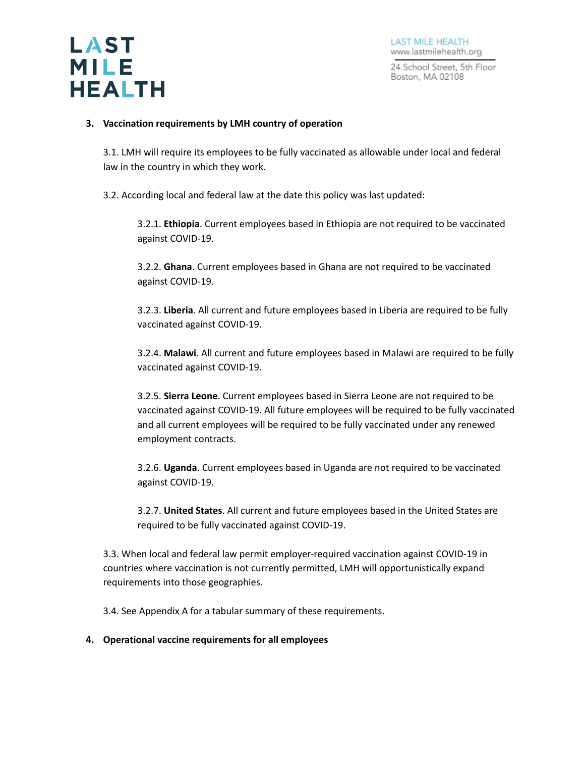## 3. Vaccination requirements by LMH country of operation

3.1. LMH will require its employees to be fully vaccinated as allowable under local and federal law in the country in which they work.

3.2. According local and federal law at the date this policy was last updated:

3.2.1. **Ethiopia**. Current employees based in Ethiopia are not required to be vaccinated against COVID-19.

3.2.2. **Ghana**. Current employees based in Ghana are not required to be vaccinated against COVID-19.

3.2.3. **Liberia**. All current and future employees based in Liberia are required to be fully vaccinated against COVID-19.

3.2.4. **Malawi**. All current and future employees based in Malawi are required to be fully vaccinated against COVID-19.

3.2.5. **Sierra Leone**. Current employees based in Sierra Leone are not required to be vaccinated against COVID-19. All future employees will be required to be fully vaccinated and all current employees will be required to be fully vaccinated under any renewed employment contracts.

3.2.6. **Uganda**. Current employees based in Uganda are not required to be vaccinated against COVID-19.

3.2.7. **United States**. All current and future employees based in the United States are required to be fully vaccinated against COVID-19.

3.3. When local and federal law permit employer-required vaccination against COVID-19 in countries where vaccination is not currently permitted, LMH will opportunistically expand requirements into those geographies.

3.4. See Appendix A for a tabular summary of these requirements.

## 4. Operational vaccine requirements for all employees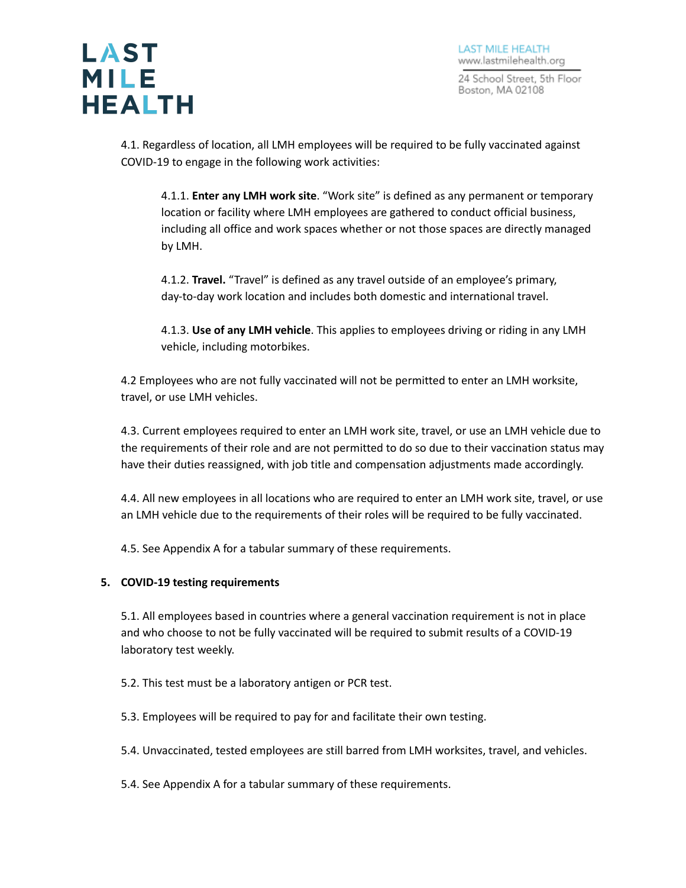4.1. Regardless of location, all LMH employees will be required to be fully vaccinated against COVID-19 to engage in the following work activities:

4.1.1. **Enter any LMH work site**. "Work site" is defined as any permanent or temporary location or facility where LMH employees are gathered to conduct official business, including all office and work spaces whether or not those spaces are directly managed by LMH.

4.1.2. **Travel.** "Travel" is defined as any travel outside of an employee's primary, day-to-day work location and includes both domestic and international travel.

4.1.3. **Use of any LMH vehicle**. This applies to employees driving or riding in any LMH vehicle, including motorbikes.

4.2 Employees who are not fully vaccinated will not be permitted to enter an LMH worksite, travel, or use LMH vehicles.

4.3. Current employees required to enter an LMH work site, travel, or use an LMH vehicle due to the requirements of their role and are not permitted to do so due to their vaccination status may have their duties reassigned, with job title and compensation adjustments made accordingly.

4.4. All new employees in all locations who are required to enter an LMH work site, travel, or use an LMH vehicle due to the requirements of their roles will be required to be fully vaccinated.

4.5. See Appendix A for a tabular summary of these requirements.

**5. COVID-19 testing requirements**

5.1. All employees based in countries where a general vaccination requirement is not in place and who choose to not be fully vaccinated will be required to submit results of a COVID-19 laboratory test weekly.

5.2. This test must be a laboratory antigen or PCR test.

5.3. Employees will be required to pay for and facilitate their own testing.

5.4. Unvaccinated, tested employees are still barred from LMH worksites, travel, and vehicles.

5.4. See Appendix A for a tabular summary of these requirements.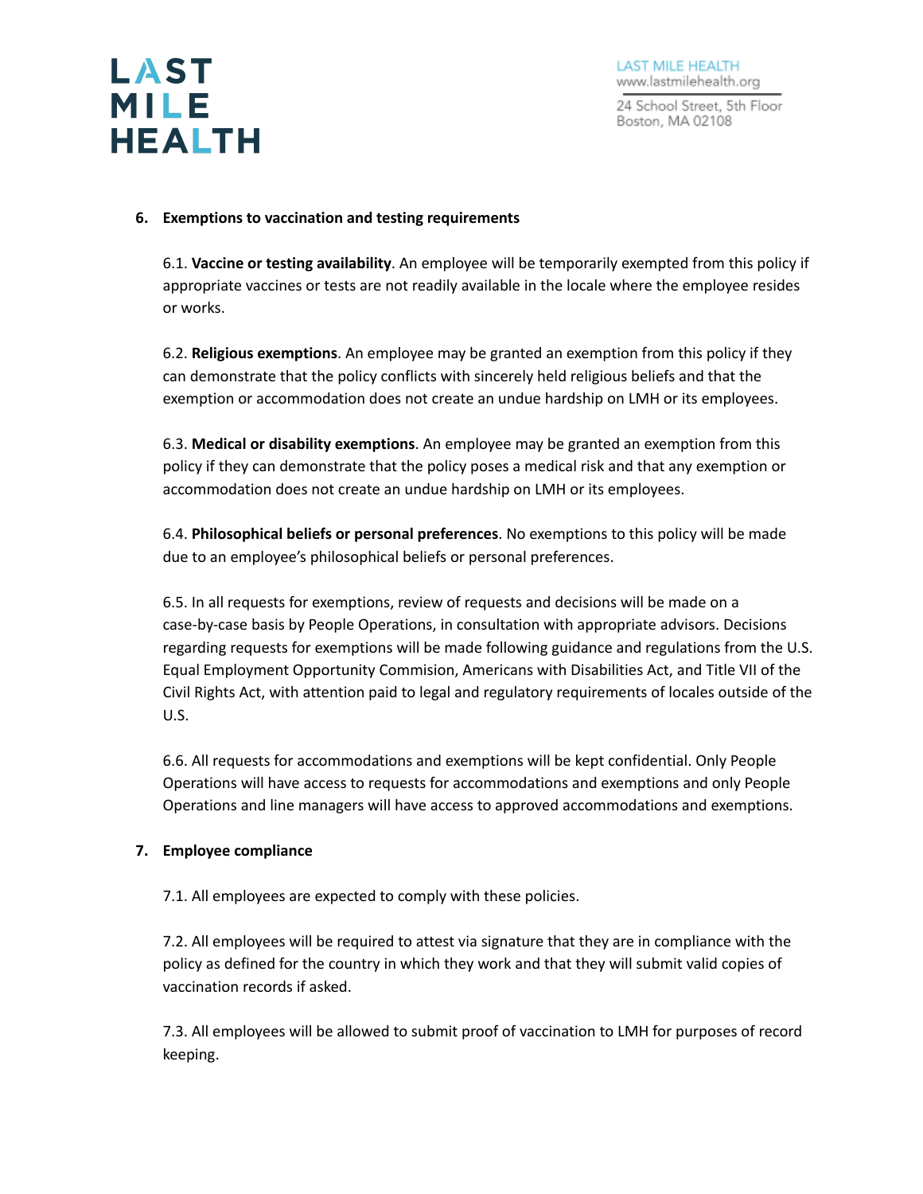## 6. Exemptions to vaccination and testing requirements

6.1. **Vaccine or testing availability**. An employee will be temporarily exempted from this policy if appropriate vaccines or tests are not readily available in the locale where the employee resides or works.

6.2. **Religious exemptions**. An employee may be granted an exemption from this policy if they can demonstrate that the policy conflicts with sincerely held religious beliefs and that the exemption or accommodation does not create an undue hardship on LMH or its employees.

6.3. **Medical or disability exemptions**. An employee may be granted an exemption from this policy if they can demonstrate that the policy poses a medical risk and that any exemption or accommodation does not create an undue hardship on LMH or its employees.

6.4. **Philosophical beliefs or personal preferences**. No exemptions to this policy will be made due to an employee's philosophical beliefs or personal preferences.

6.5. In all requests for exemptions, review of requests and decisions will be made on a case-by-case basis by People Operations, in consultation with appropriate advisors. Decisions regarding requests for exemptions will be made following guidance and regulations from the U.S. Equal Employment Opportunity Commision, Americans with Disabilities Act, and Title VII of the Civil Rights Act, with attention paid to legal and regulatory requirements of locales outside of the U.S.

6.6. All requests for accommodations and exemptions will be kept confidential. Only People Operations will have access to requests for accommodations and exemptions and only People Operations and line managers will have access to approved accommodations and exemptions.

## 7. Employee compliance

7.1. All employees are expected to comply with these policies.

7.2. All employees will be required to attest via signature that they are in compliance with the policy as defined for the country in which they work and that they will submit valid copies of vaccination records if asked.

7.3. All employees will be allowed to submit proof of vaccination to LMH for purposes of record keeping.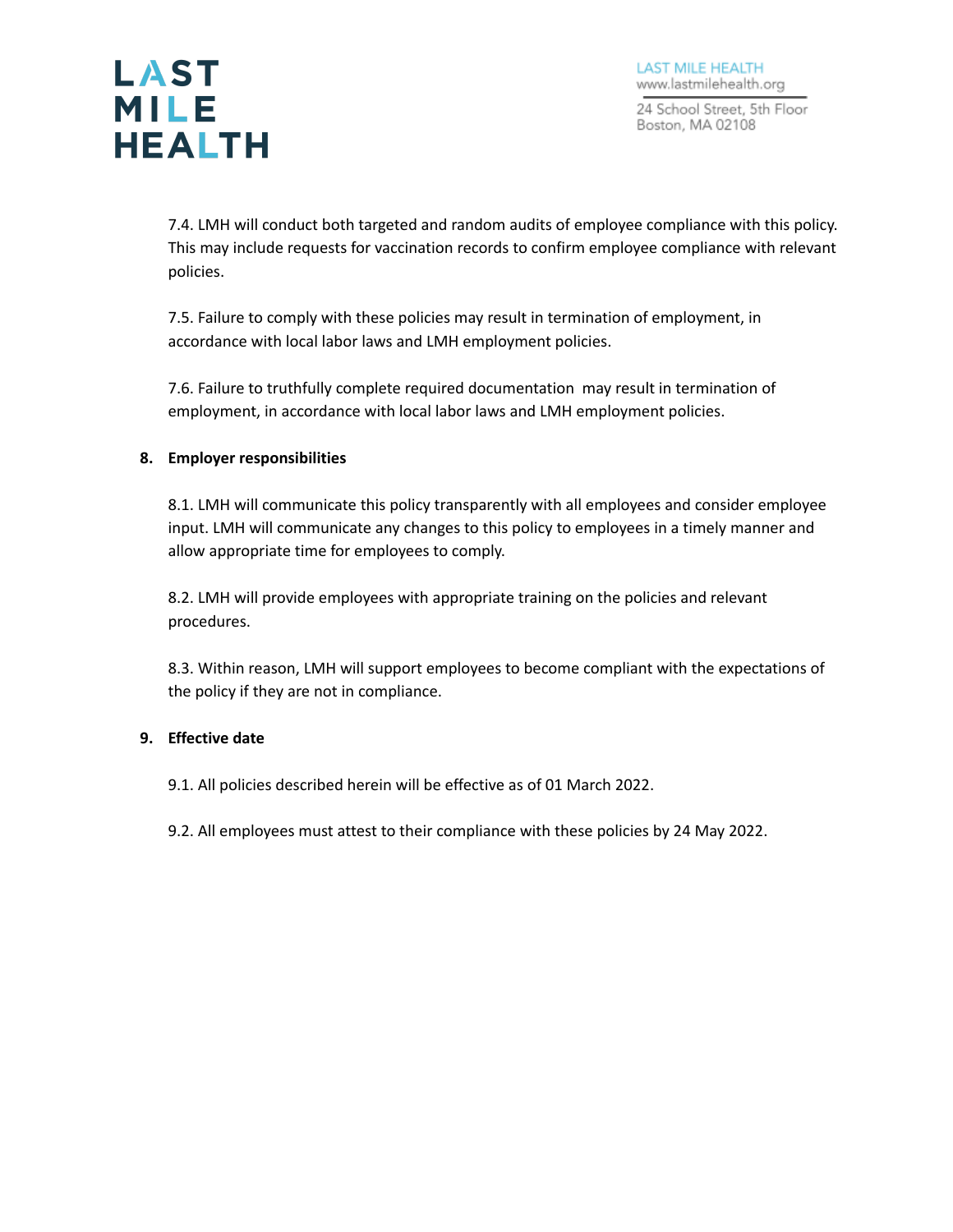7.4. LMH will conduct both targeted and random audits of employee compliance with this policy. This may include requests for vaccination records to confirm employee compliance with relevant policies.

7.5. Failure to comply with these policies may result in termination of employment, in accordance with local labor laws and LMH employment policies.

7.6. Failure to truthfully complete required documentation may result in termination of employment, in accordance with local labor laws and LMH employment policies.

## 8. Employer responsibilities

8.1. LMH will communicate this policy transparently with all employees and consider employee input. LMH will communicate any changes to this policy to employees in a timely manner and allow appropriate time for employees to comply.

8.2. LMH will provide employees with appropriate training on the policies and relevant procedures.

8.3. Within reason, LMH will support employees to become compliant with the expectations of the policy if they are not in compliance.

## 9. Effective date

9.1. All policies described herein will be effective as of 01 March 2022.

9.2. All employees must attest to their compliance with these policies by 24 May 2022.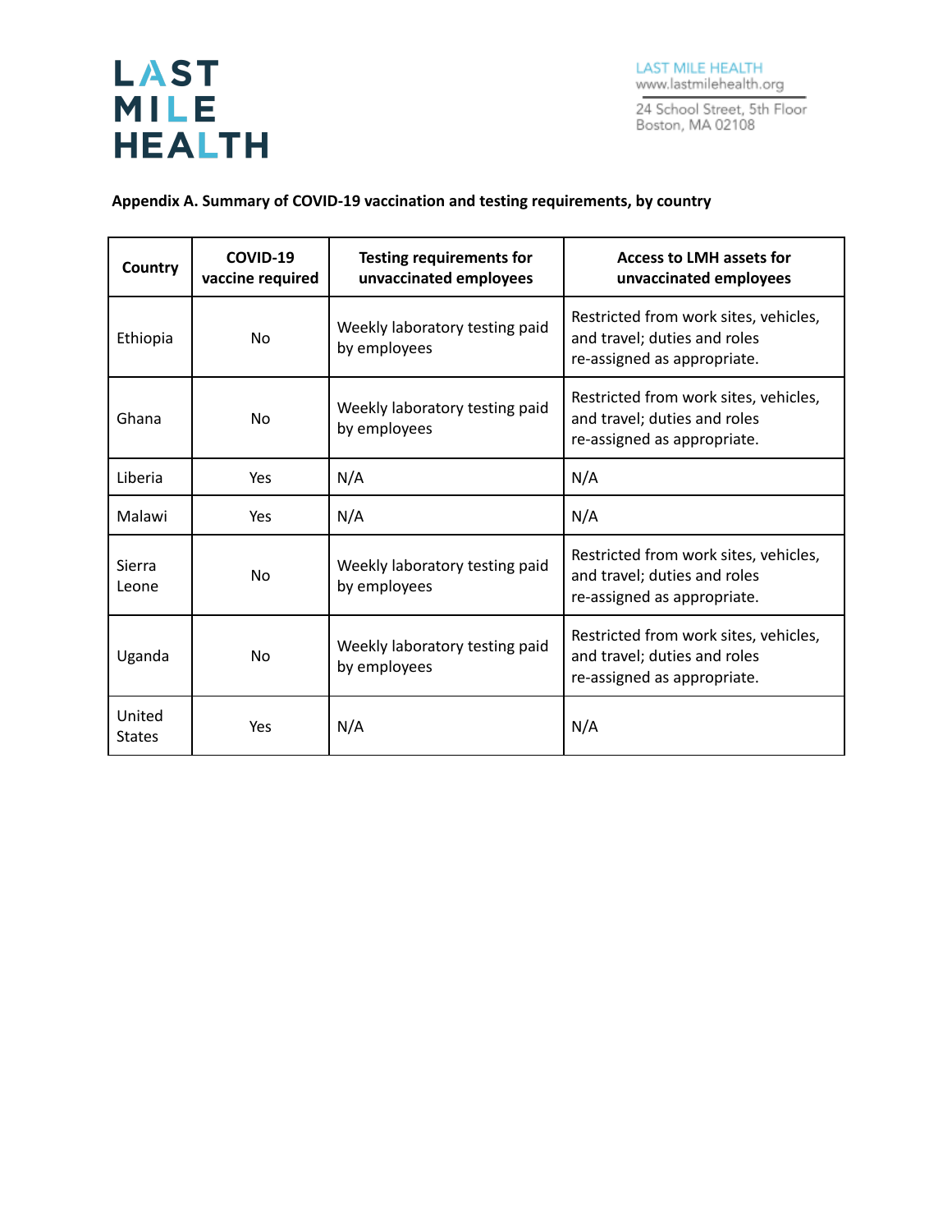**Appendix A. Summary of COVID-19 vaccination and testing requirements, by country**

| Country | COVID-19 vaccine required | Testing requirements for unvaccinated employees | Access to LMH assets for unvaccinated employees |
|---|---|---|---|
| Ethiopia | No | Weekly laboratory testing paid by employees | Restricted from work sites, vehicles, and travel; duties and roles re-assigned as appropriate. |
| Ghana | No | Weekly laboratory testing paid by employees | Restricted from work sites, vehicles, and travel; duties and roles re-assigned as appropriate. |
| Liberia | Yes | N/A | N/A |
| Malawi | Yes | N/A | N/A |
| Sierra Leone | No | Weekly laboratory testing paid by employees | Restricted from work sites, vehicles, and travel; duties and roles re-assigned as appropriate. |
| Uganda | No | Weekly laboratory testing paid by employees | Restricted from work sites, vehicles, and travel; duties and roles re-assigned as appropriate. |
| United States | Yes | N/A | N/A |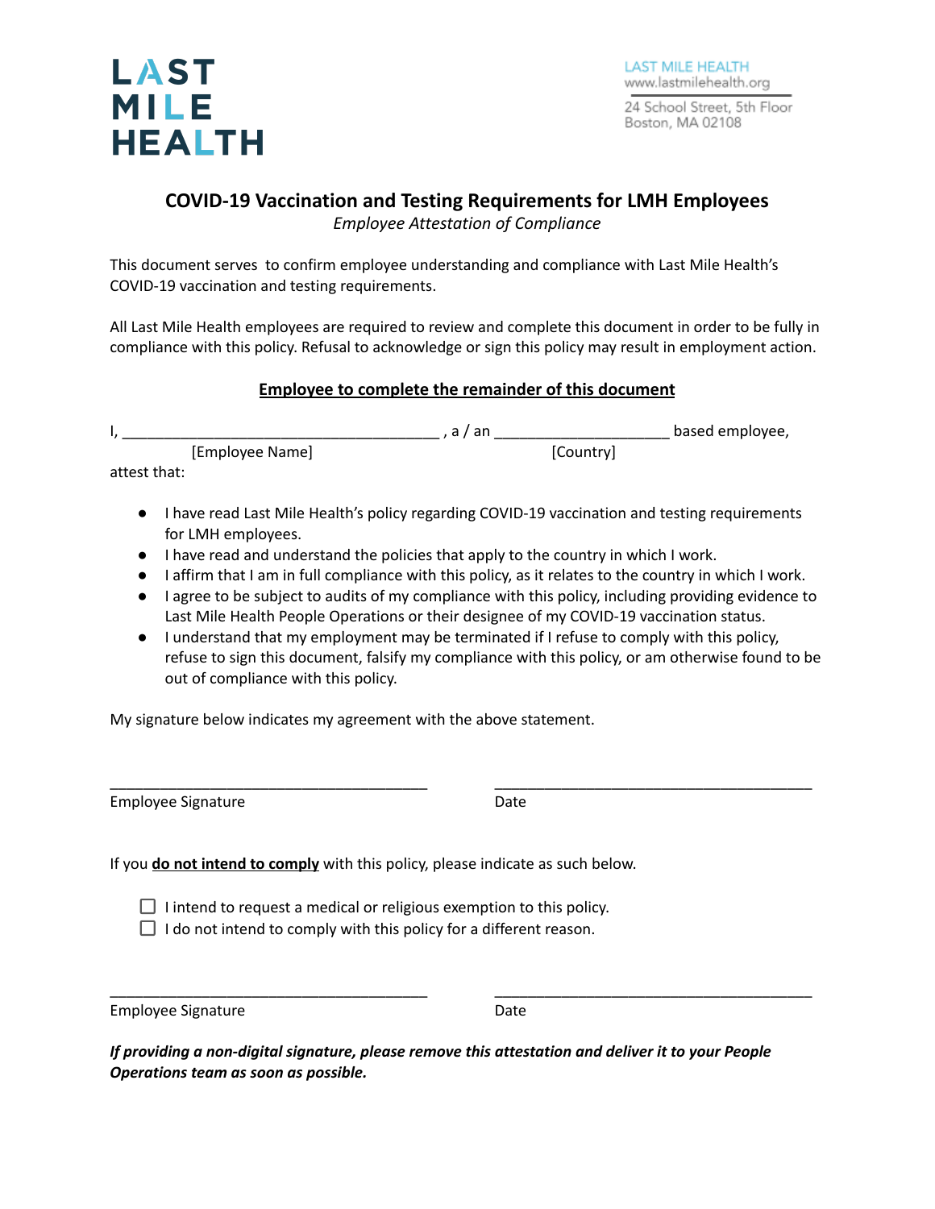LAST MILE HEALTH

LAST MILE HEALTH
www.lastmilehealth.org

24 School Street, 5th Floor
Boston, MA 02108

## COVID-19 Vaccination and Testing Requirements for LMH Employees

*Employee Attestation of Compliance*

This document serves to confirm employee understanding and compliance with Last Mile Health's COVID-19 vaccination and testing requirements.

All Last Mile Health employees are required to review and complete this document in order to be fully in compliance with this policy. Refusal to acknowledge or sign this policy may result in employment action.

**Employee to complete the remainder of this document**

I, ________________________________________ , a / an ______________________ based employee,
[Employee Name] [Country]
attest that:

- I have read Last Mile Health's policy regarding COVID-19 vaccination and testing requirements for LMH employees.
- I have read and understand the policies that apply to the country in which I work.
- I affirm that I am in full compliance with this policy, as it relates to the country in which I work.
- I agree to be subject to audits of my compliance with this policy, including providing evidence to Last Mile Health People Operations or their designee of my COVID-19 vaccination status.
- I understand that my employment may be terminated if I refuse to comply with this policy, refuse to sign this document, falsify my compliance with this policy, or am otherwise found to be out of compliance with this policy.

My signature below indicates my agreement with the above statement.

________________________________________ ________________________________________
Employee Signature Date

If you **do not intend to comply** with this policy, please indicate as such below.

- ☐ I intend to request a medical or religious exemption to this policy.
- ☐ I do not intend to comply with this policy for a different reason.

________________________________________ ________________________________________
Employee Signature Date

***If providing a non-digital signature, please remove this attestation and deliver it to your People Operations team as soon as possible.***